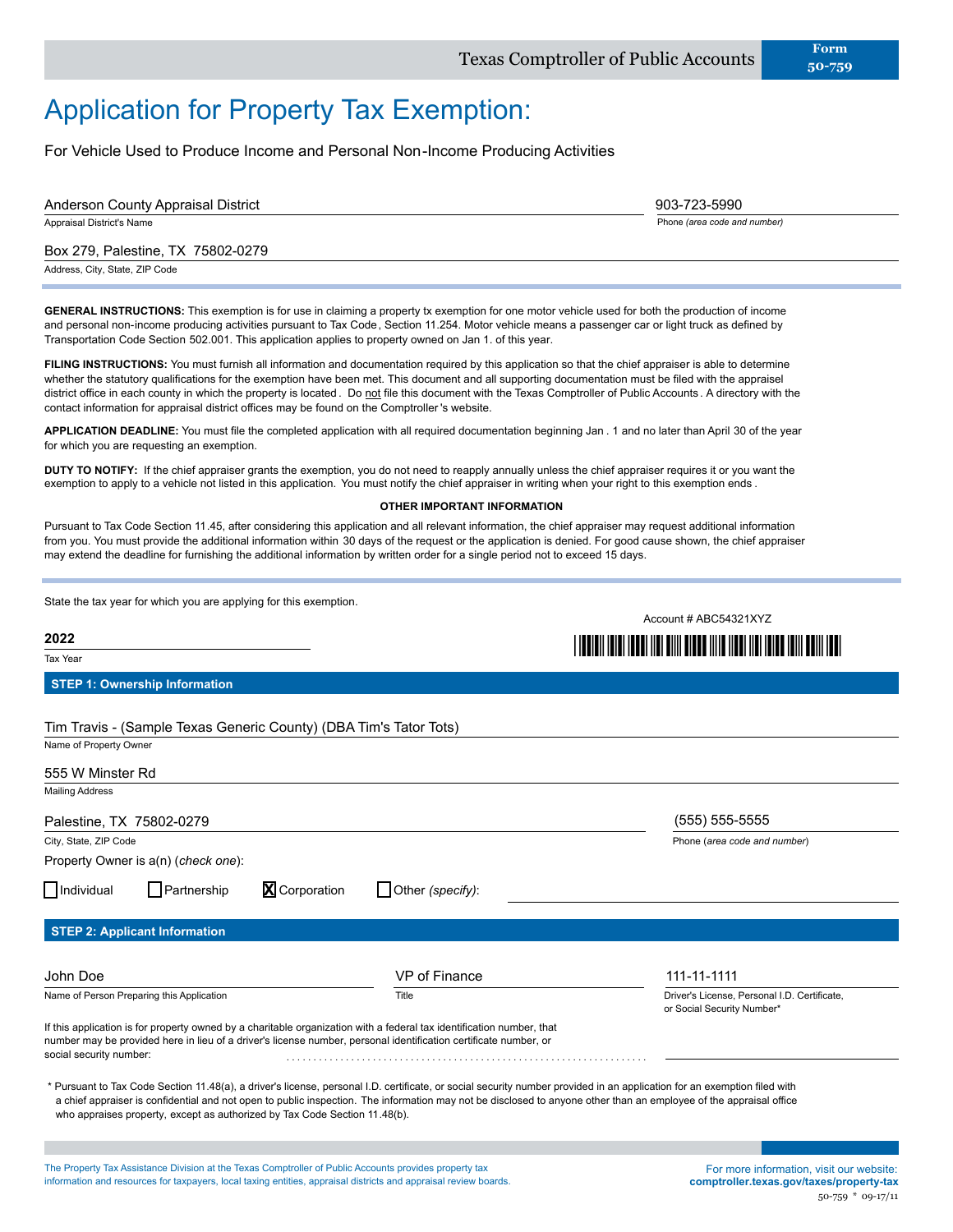Texas Comptroller of Public Accounts **Form 50-759**

# Application for Property Tax Exemption:

For Vehicle Used to Produce Income and Personal Non-Income Producing Activities

Anderson County Appraisal District
Appraisal District's Name

903-723-5990
Phone *(area code and number)*

Box 279, Palestine, TX 75802-0279
Address, City, State, ZIP Code

**GENERAL INSTRUCTIONS:** This exemption is for use in claiming a property tx exemption for one motor vehicle used for both the production of income and personal non-income producing activities pursuant to Tax Code , Section 11.254. Motor vehicle means a passenger car or light truck as defined by Transportation Code Section 502.001. This application applies to property owned on Jan 1. of this year.

**FILING INSTRUCTIONS:** You must furnish all information and documentation required by this application so that the chief appraiser is able to determine whether the statutory qualifications for the exemption have been met. This document and all supporting documentation must be filed with the appraisel district office in each county in which the property is located . Do not file this document with the Texas Comptroller of Public Accounts . A directory with the contact information for appraisal district offices may be found on the Comptroller 's website.

**APPLICATION DEADLINE:** You must file the completed application with all required documentation beginning Jan . 1 and no later than April 30 of the year for which you are requesting an exemption.

**DUTY TO NOTIFY:** If the chief appraiser grants the exemption, you do not need to reapply annually unless the chief appraiser requires it or you want the exemption to apply to a vehicle not listed in this application. You must notify the chief appraiser in writing when your right to this exemption ends .

**OTHER IMPORTANT INFORMATION**

Pursuant to Tax Code Section 11.45, after considering this application and all relevant information, the chief appraiser may request additional information from you. You must provide the additional information within 30 days of the request or the application is denied. For good cause shown, the chief appraiser may extend the deadline for furnishing the additional information by written order for a single period not to exceed 15 days.

State the tax year for which you are applying for this exemption.

**2022**
Tax Year

Account # ABC54321XYZ

## STEP 1: Ownership Information

Tim Travis - (Sample Texas Generic County) (DBA Tim's Tator Tots)
Name of Property Owner

555 W Minster Rd
Mailing Address

Palestine, TX 75802-0279
City, State, ZIP Code

(555) 555-5555
Phone (*area code and number*)

Property Owner is a(n) (*check one*):

☐ Individual ☐ Partnership ☒ Corporation ☐ Other *(specify)*:

## STEP 2: Applicant Information

John Doe
Name of Person Preparing this Application

VP of Finance
Title

111-11-1111
Driver's License, Personal I.D. Certificate, or Social Security Number*

If this application is for property owned by a charitable organization with a federal tax identification number, that number may be provided here in lieu of a driver's license number, personal identification certificate number, or social security number:

\* Pursuant to Tax Code Section 11.48(a), a driver's license, personal I.D. certificate, or social security number provided in an application for an exemption filed with a chief appraiser is confidential and not open to public inspection. The information may not be disclosed to anyone other than an employee of the appraisal office who appraises property, except as authorized by Tax Code Section 11.48(b).

The Property Tax Assistance Division at the Texas Comptroller of Public Accounts provides property tax information and resources for taxpayers, local taxing entities, appraisal districts and appraisal review boards.

For more information, visit our website: **comptroller.texas.gov/taxes/property-tax**

50-759 * 09-17/11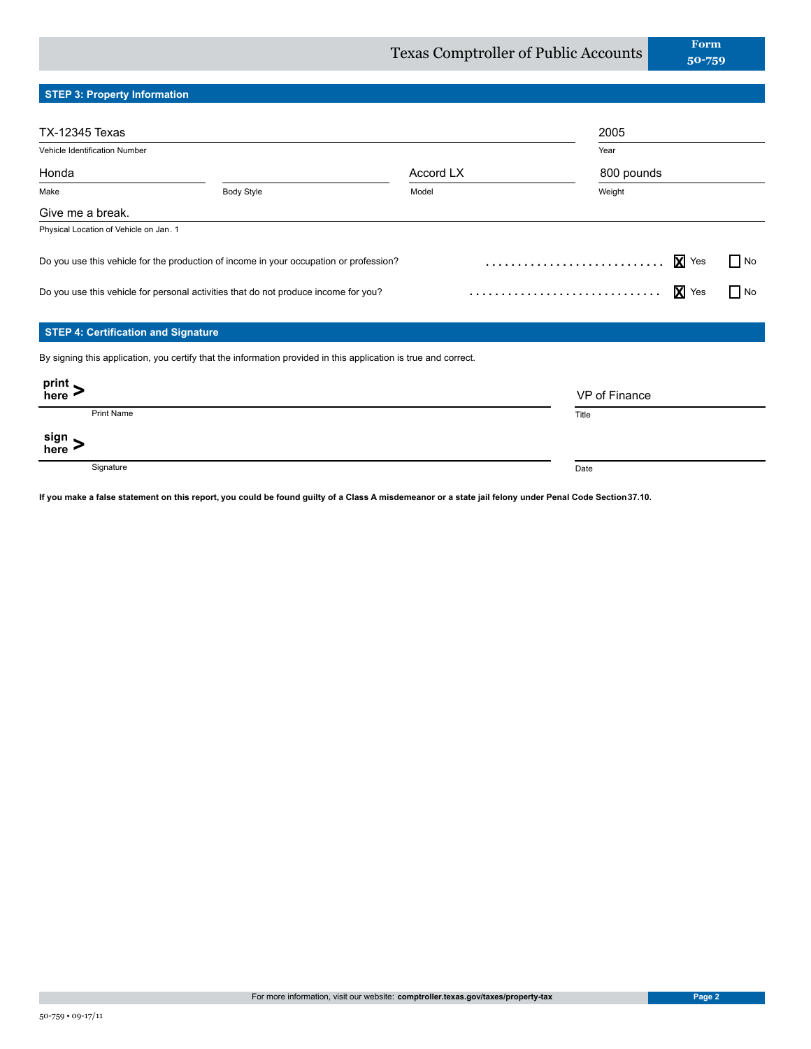## STEP 3: Property Information

TX-12345 Texas
Vehicle Identification Number

2005
Year

Honda
Make

Body Style

Accord LX
Model

800 pounds
Weight

Give me a break.
Physical Location of Vehicle on Jan. 1

Do you use this vehicle for the production of income in your occupation or profession? . . . . . . . . . . . . . . . . . . . . . . . . . . . . ☒ Yes ☐ No

Do you use this vehicle for personal activities that do not produce income for you? . . . . . . . . . . . . . . . . . . . . . . . . . . . . . . ☒ Yes ☐ No

## STEP 4: Certification and Signature

By signing this application, you certify that the information provided in this application is true and correct.

**print here >**

Print Name

VP of Finance
Title

**sign here >**

Signature

Date

**If you make a false statement on this report, you could be found guilty of a Class A misdemeanor or a state jail felony under Penal Code Section 37.10.**

For more information, visit our website: **comptroller.texas.gov/taxes/property-tax**